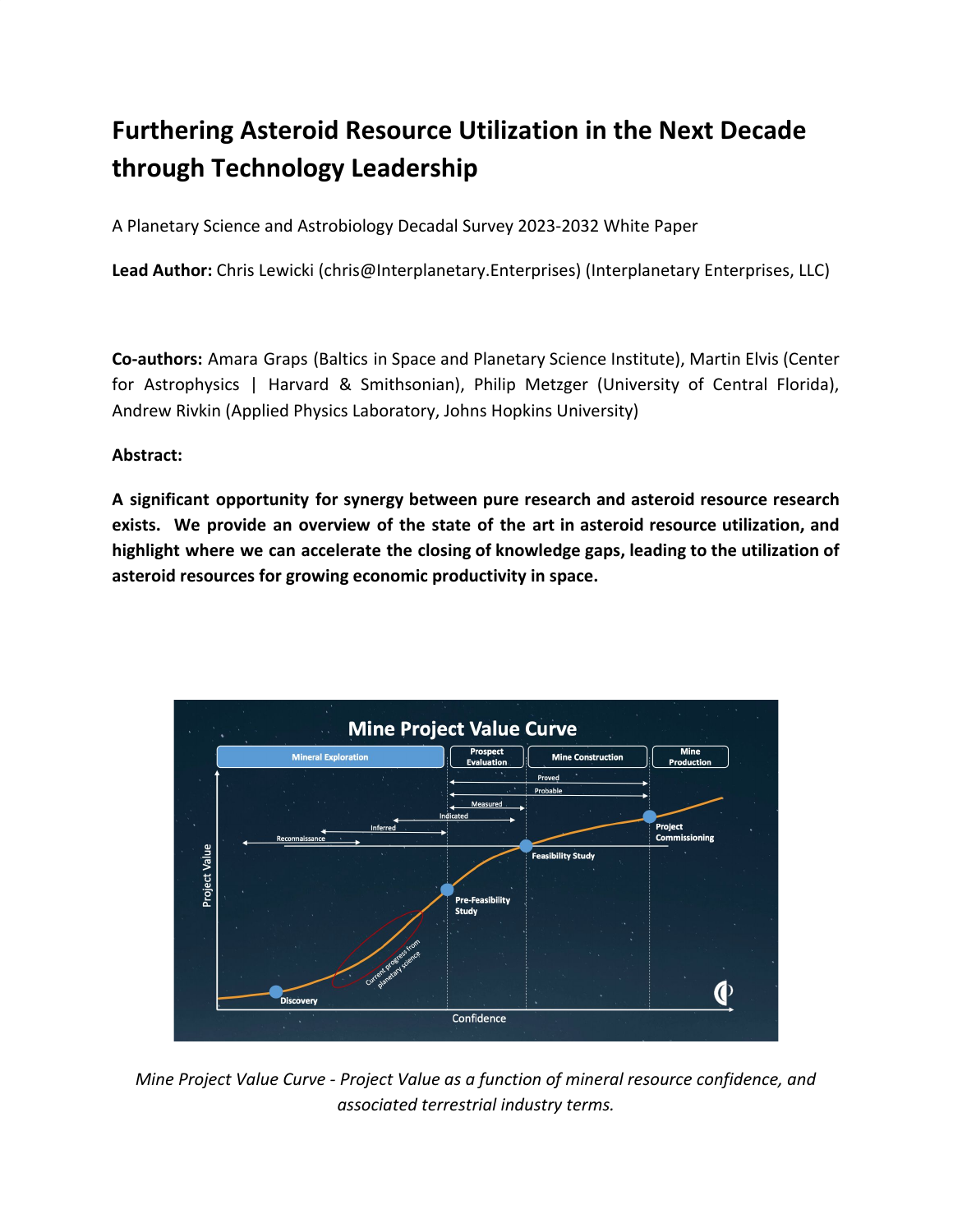# Furthering Asteroid Resource Utilization in the Next Decade through Technology Leadership

A Planetary Science and Astrobiology Decadal Survey 2023-2032 White Paper

**Lead Author:** Chris Lewicki (chris@Interplanetary.Enterprises) (Interplanetary Enterprises, LLC)

**Co-authors:** Amara Graps (Baltics in Space and Planetary Science Institute), Martin Elvis (Center for Astrophysics | Harvard & Smithsonian), Philip Metzger (University of Central Florida), Andrew Rivkin (Applied Physics Laboratory, Johns Hopkins University)

**Abstract:**

**A significant opportunity for synergy between pure research and asteroid resource research exists. We provide an overview of the state of the art in asteroid resource utilization, and highlight where we can accelerate the closing of knowledge gaps, leading to the utilization of asteroid resources for growing economic productivity in space.**

*Mine Project Value Curve - Project Value as a function of mineral resource confidence, and associated terrestrial industry terms.*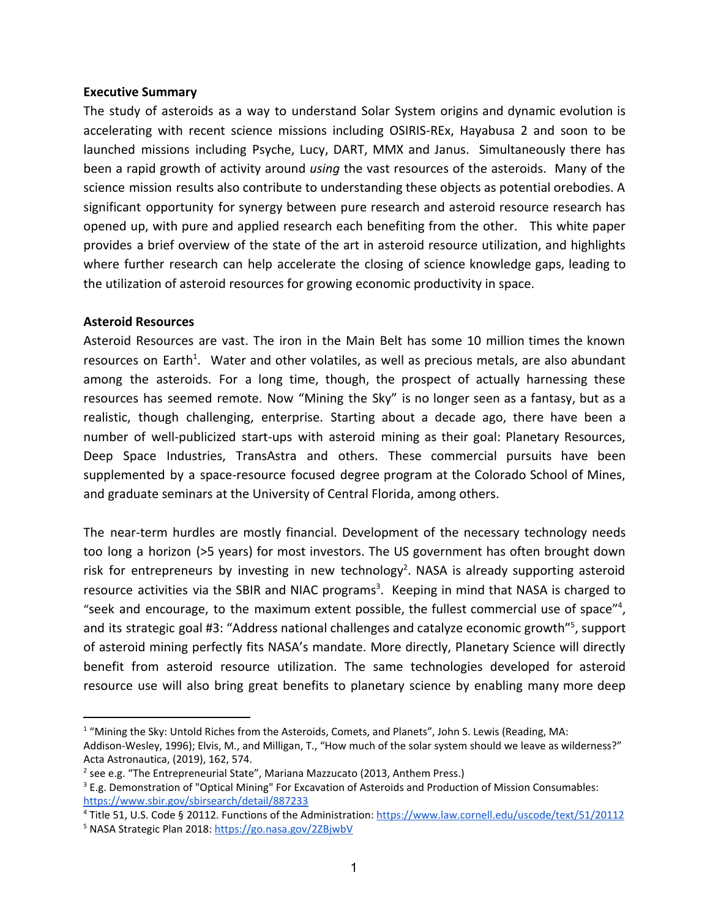**Executive Summary**

The study of asteroids as a way to understand Solar System origins and dynamic evolution is accelerating with recent science missions including OSIRIS-REx, Hayabusa 2 and soon to be launched missions including Psyche, Lucy, DART, MMX and Janus. Simultaneously there has been a rapid growth of activity around *using* the vast resources of the asteroids. Many of the science mission results also contribute to understanding these objects as potential orebodies. A significant opportunity for synergy between pure research and asteroid resource research has opened up, with pure and applied research each benefiting from the other. This white paper provides a brief overview of the state of the art in asteroid resource utilization, and highlights where further research can help accelerate the closing of science knowledge gaps, leading to the utilization of asteroid resources for growing economic productivity in space.

**Asteroid Resources**

Asteroid Resources are vast. The iron in the Main Belt has some 10 million times the known resources on Earth[1]. Water and other volatiles, as well as precious metals, are also abundant among the asteroids. For a long time, though, the prospect of actually harnessing these resources has seemed remote. Now "Mining the Sky" is no longer seen as a fantasy, but as a realistic, though challenging, enterprise. Starting about a decade ago, there have been a number of well-publicized start-ups with asteroid mining as their goal: Planetary Resources, Deep Space Industries, TransAstra and others. These commercial pursuits have been supplemented by a space-resource focused degree program at the Colorado School of Mines, and graduate seminars at the University of Central Florida, among others.

The near-term hurdles are mostly financial. Development of the necessary technology needs too long a horizon (>5 years) for most investors. The US government has often brought down risk for entrepreneurs by investing in new technology[2]. NASA is already supporting asteroid resource activities via the SBIR and NIAC programs[3]. Keeping in mind that NASA is charged to "seek and encourage, to the maximum extent possible, the fullest commercial use of space"[4], and its strategic goal #3: "Address national challenges and catalyze economic growth"[5], support of asteroid mining perfectly fits NASA's mandate. More directly, Planetary Science will directly benefit from asteroid resource utilization. The same technologies developed for asteroid resource use will also bring great benefits to planetary science by enabling many more deep

---

[1] "Mining the Sky: Untold Riches from the Asteroids, Comets, and Planets", John S. Lewis (Reading, MA: Addison-Wesley, 1996); Elvis, M., and Milligan, T., "How much of the solar system should we leave as wilderness?" Acta Astronautica, (2019), 162, 574.

[2] see e.g. "The Entrepreneurial State", Mariana Mazzucato (2013, Anthem Press.)

[3] E.g. Demonstration of "Optical Mining" For Excavation of Asteroids and Production of Mission Consumables: https://www.sbir.gov/sbirsearch/detail/887233

[4] Title 51, U.S. Code § 20112. Functions of the Administration: https://www.law.cornell.edu/uscode/text/51/20112

[5] NASA Strategic Plan 2018: https://go.nasa.gov/2ZBjwbV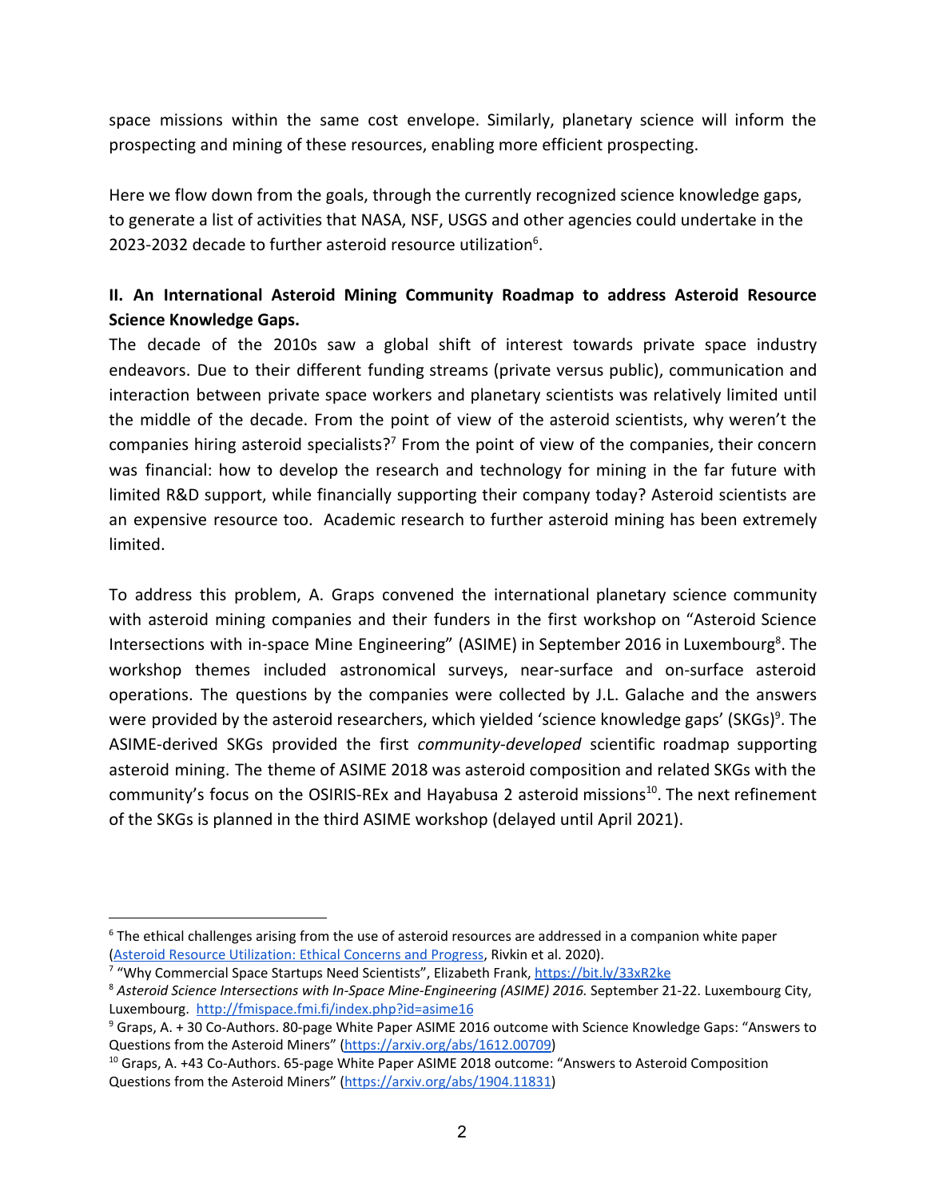space missions within the same cost envelope. Similarly, planetary science will inform the prospecting and mining of these resources, enabling more efficient prospecting.

Here we flow down from the goals, through the currently recognized science knowledge gaps, to generate a list of activities that NASA, NSF, USGS and other agencies could undertake in the 2023-2032 decade to further asteroid resource utilization[6].

**II. An International Asteroid Mining Community Roadmap to address Asteroid Resource Science Knowledge Gaps.**

The decade of the 2010s saw a global shift of interest towards private space industry endeavors. Due to their different funding streams (private versus public), communication and interaction between private space workers and planetary scientists was relatively limited until the middle of the decade. From the point of view of the asteroid scientists, why weren't the companies hiring asteroid specialists?[7] From the point of view of the companies, their concern was financial: how to develop the research and technology for mining in the far future with limited R&D support, while financially supporting their company today? Asteroid scientists are an expensive resource too. Academic research to further asteroid mining has been extremely limited.

To address this problem, A. Graps convened the international planetary science community with asteroid mining companies and their funders in the first workshop on "Asteroid Science Intersections with in-space Mine Engineering" (ASIME) in September 2016 in Luxembourg[8]. The workshop themes included astronomical surveys, near-surface and on-surface asteroid operations. The questions by the companies were collected by J.L. Galache and the answers were provided by the asteroid researchers, which yielded 'science knowledge gaps' (SKGs)[9]. The ASIME-derived SKGs provided the first *community-developed* scientific roadmap supporting asteroid mining. The theme of ASIME 2018 was asteroid composition and related SKGs with the community's focus on the OSIRIS-REx and Hayabusa 2 asteroid missions[10]. The next refinement of the SKGs is planned in the third ASIME workshop (delayed until April 2021).

---

[6] The ethical challenges arising from the use of asteroid resources are addressed in a companion white paper (Asteroid Resource Utilization: Ethical Concerns and Progress, Rivkin et al. 2020).

[7] "Why Commercial Space Startups Need Scientists", Elizabeth Frank, https://bit.ly/33xR2ke

[8] *Asteroid Science Intersections with In-Space Mine-Engineering (ASIME) 2016.* September 21-22. Luxembourg City, Luxembourg. http://fmispace.fmi.fi/index.php?id=asime16

[9] Graps, A. + 30 Co-Authors. 80-page White Paper ASIME 2016 outcome with Science Knowledge Gaps: "Answers to Questions from the Asteroid Miners" (https://arxiv.org/abs/1612.00709)

[10] Graps, A. +43 Co-Authors. 65-page White Paper ASIME 2018 outcome: "Answers to Asteroid Composition Questions from the Asteroid Miners" (https://arxiv.org/abs/1904.11831)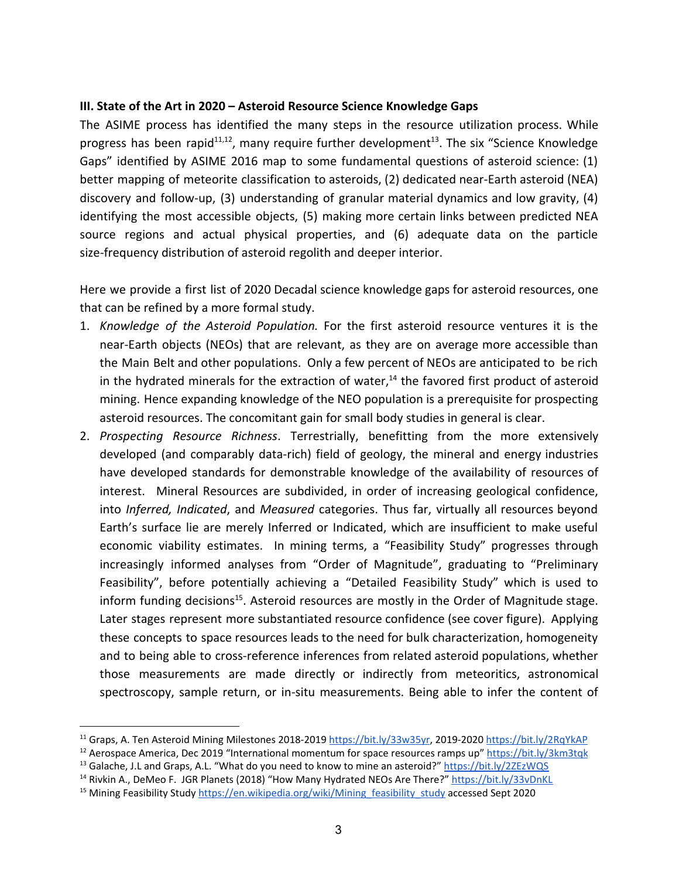**III. State of the Art in 2020 – Asteroid Resource Science Knowledge Gaps**

The ASIME process has identified the many steps in the resource utilization process. While progress has been rapid[11,12], many require further development[13]. The six "Science Knowledge Gaps" identified by ASIME 2016 map to some fundamental questions of asteroid science: (1) better mapping of meteorite classification to asteroids, (2) dedicated near-Earth asteroid (NEA) discovery and follow-up, (3) understanding of granular material dynamics and low gravity, (4) identifying the most accessible objects, (5) making more certain links between predicted NEA source regions and actual physical properties, and (6) adequate data on the particle size-frequency distribution of asteroid regolith and deeper interior.

Here we provide a first list of 2020 Decadal science knowledge gaps for asteroid resources, one that can be refined by a more formal study.

1. *Knowledge of the Asteroid Population.* For the first asteroid resource ventures it is the near-Earth objects (NEOs) that are relevant, as they are on average more accessible than the Main Belt and other populations. Only a few percent of NEOs are anticipated to be rich in the hydrated minerals for the extraction of water,[14] the favored first product of asteroid mining. Hence expanding knowledge of the NEO population is a prerequisite for prospecting asteroid resources. The concomitant gain for small body studies in general is clear.
2. *Prospecting Resource Richness*. Terrestrially, benefitting from the more extensively developed (and comparably data-rich) field of geology, the mineral and energy industries have developed standards for demonstrable knowledge of the availability of resources of interest. Mineral Resources are subdivided, in order of increasing geological confidence, into *Inferred, Indicated*, and *Measured* categories. Thus far, virtually all resources beyond Earth's surface lie are merely Inferred or Indicated, which are insufficient to make useful economic viability estimates. In mining terms, a "Feasibility Study" progresses through increasingly informed analyses from "Order of Magnitude", graduating to "Preliminary Feasibility", before potentially achieving a "Detailed Feasibility Study" which is used to inform funding decisions[15]. Asteroid resources are mostly in the Order of Magnitude stage. Later stages represent more substantiated resource confidence (see cover figure). Applying these concepts to space resources leads to the need for bulk characterization, homogeneity and to being able to cross-reference inferences from related asteroid populations, whether those measurements are made directly or indirectly from meteoritics, astronomical spectroscopy, sample return, or in-situ measurements. Being able to infer the content of

---

[11] Graps, A. Ten Asteroid Mining Milestones 2018-2019 https://bit.ly/33w35yr, 2019-2020 https://bit.ly/2RqYkAP

[12] Aerospace America, Dec 2019 "International momentum for space resources ramps up" https://bit.ly/3km3tqk

[13] Galache, J.L and Graps, A.L. "What do you need to know to mine an asteroid?" https://bit.ly/2ZEzWQS

[14] Rivkin A., DeMeo F. JGR Planets (2018) "How Many Hydrated NEOs Are There?" https://bit.ly/33vDnKL

[15] Mining Feasibility Study https://en.wikipedia.org/wiki/Mining_feasibility_study accessed Sept 2020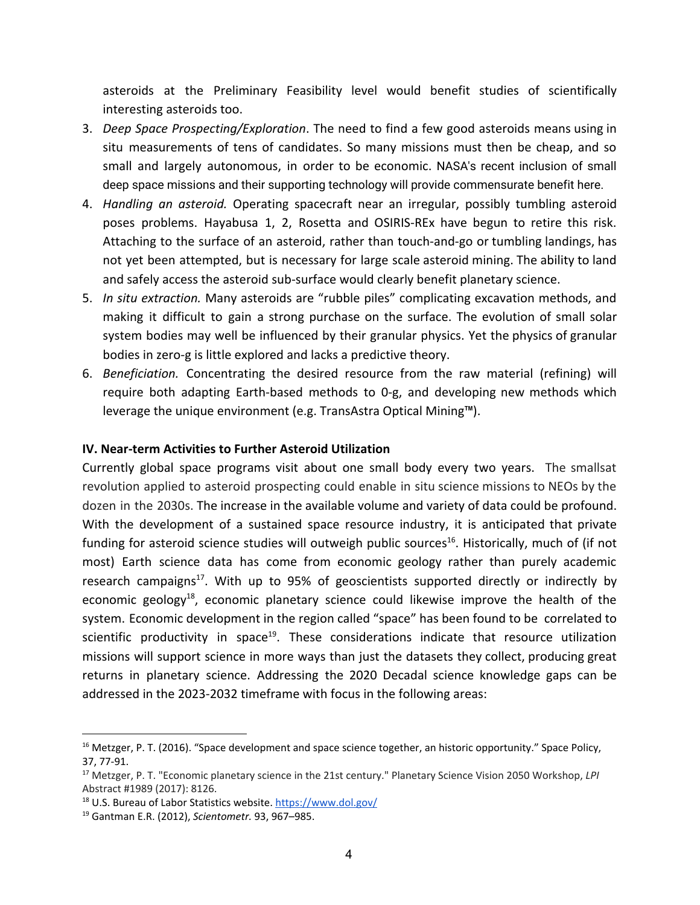asteroids at the Preliminary Feasibility level would benefit studies of scientifically interesting asteroids too.

3. *Deep Space Prospecting/Exploration*. The need to find a few good asteroids means using in situ measurements of tens of candidates. So many missions must then be cheap, and so small and largely autonomous, in order to be economic. NASA's recent inclusion of small deep space missions and their supporting technology will provide commensurate benefit here.
4. *Handling an asteroid.* Operating spacecraft near an irregular, possibly tumbling asteroid poses problems. Hayabusa 1, 2, Rosetta and OSIRIS-REx have begun to retire this risk. Attaching to the surface of an asteroid, rather than touch-and-go or tumbling landings, has not yet been attempted, but is necessary for large scale asteroid mining. The ability to land and safely access the asteroid sub-surface would clearly benefit planetary science.
5. *In situ extraction.* Many asteroids are "rubble piles" complicating excavation methods, and making it difficult to gain a strong purchase on the surface. The evolution of small solar system bodies may well be influenced by their granular physics. Yet the physics of granular bodies in zero-g is little explored and lacks a predictive theory.
6. *Beneficiation.* Concentrating the desired resource from the raw material (refining) will require both adapting Earth-based methods to 0-g, and developing new methods which leverage the unique environment (e.g. TransAstra Optical Mining™).

**IV. Near-term Activities to Further Asteroid Utilization**

Currently global space programs visit about one small body every two years. The smallsat revolution applied to asteroid prospecting could enable in situ science missions to NEOs by the dozen in the 2030s. The increase in the available volume and variety of data could be profound. With the development of a sustained space resource industry, it is anticipated that private funding for asteroid science studies will outweigh public sources[16]. Historically, much of (if not most) Earth science data has come from economic geology rather than purely academic research campaigns[17]. With up to 95% of geoscientists supported directly or indirectly by economic geology[18], economic planetary science could likewise improve the health of the system. Economic development in the region called "space" has been found to be correlated to scientific productivity in space[19]. These considerations indicate that resource utilization missions will support science in more ways than just the datasets they collect, producing great returns in planetary science. Addressing the 2020 Decadal science knowledge gaps can be addressed in the 2023-2032 timeframe with focus in the following areas:

---

[16] Metzger, P. T. (2016). "Space development and space science together, an historic opportunity." Space Policy, 37, 77-91.

[17] Metzger, P. T. "Economic planetary science in the 21st century." Planetary Science Vision 2050 Workshop, *LPI* Abstract #1989 (2017): 8126.

[18] U.S. Bureau of Labor Statistics website. https://www.dol.gov/

[19] Gantman E.R. (2012), *Scientometr.* 93, 967–985.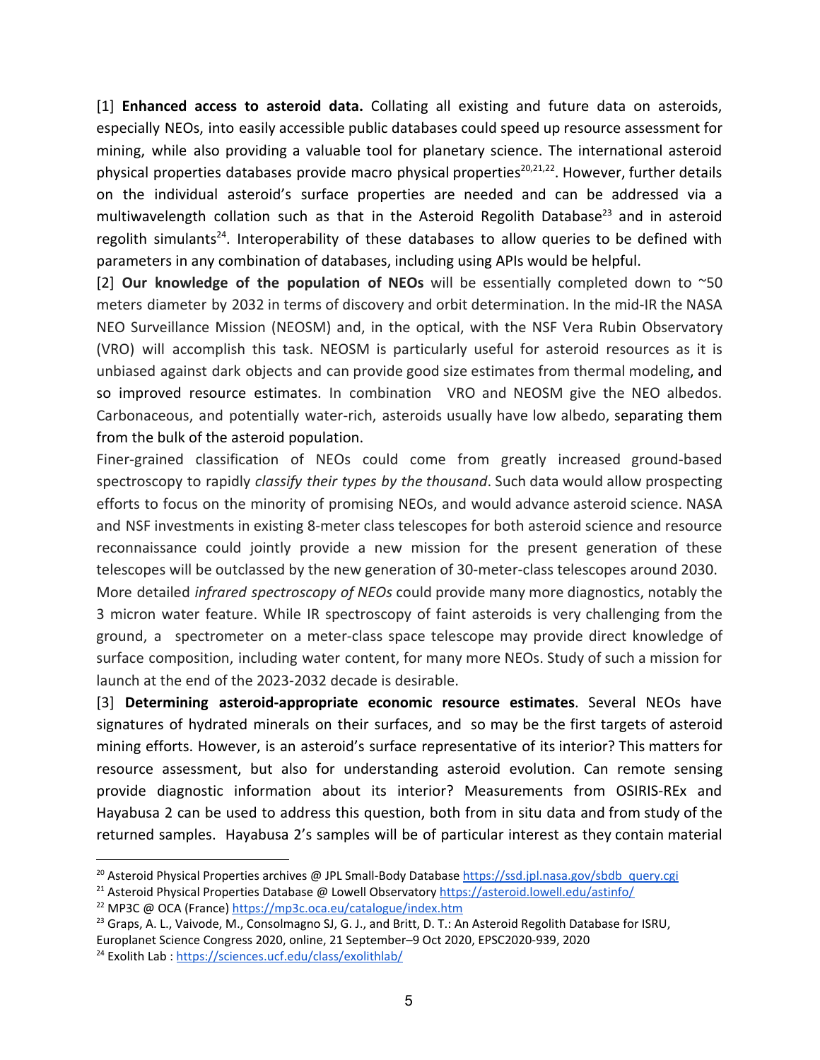[1] **Enhanced access to asteroid data.** Collating all existing and future data on asteroids, especially NEOs, into easily accessible public databases could speed up resource assessment for mining, while also providing a valuable tool for planetary science. The international asteroid physical properties databases provide macro physical properties[20,21,22]. However, further details on the individual asteroid's surface properties are needed and can be addressed via a multiwavelength collation such as that in the Asteroid Regolith Database[23] and in asteroid regolith simulants[24]. Interoperability of these databases to allow queries to be defined with parameters in any combination of databases, including using APIs would be helpful.

[2] **Our knowledge of the population of NEOs** will be essentially completed down to ~50 meters diameter by 2032 in terms of discovery and orbit determination. In the mid-IR the NASA NEO Surveillance Mission (NEOSM) and, in the optical, with the NSF Vera Rubin Observatory (VRO) will accomplish this task. NEOSM is particularly useful for asteroid resources as it is unbiased against dark objects and can provide good size estimates from thermal modeling, and so improved resource estimates. In combination VRO and NEOSM give the NEO albedos. Carbonaceous, and potentially water-rich, asteroids usually have low albedo, separating them from the bulk of the asteroid population.

Finer-grained classification of NEOs could come from greatly increased ground-based spectroscopy to rapidly *classify their types by the thousand*. Such data would allow prospecting efforts to focus on the minority of promising NEOs, and would advance asteroid science. NASA and NSF investments in existing 8-meter class telescopes for both asteroid science and resource reconnaissance could jointly provide a new mission for the present generation of these telescopes will be outclassed by the new generation of 30-meter-class telescopes around 2030.

More detailed *infrared spectroscopy of NEOs* could provide many more diagnostics, notably the 3 micron water feature. While IR spectroscopy of faint asteroids is very challenging from the ground, a spectrometer on a meter-class space telescope may provide direct knowledge of surface composition, including water content, for many more NEOs. Study of such a mission for launch at the end of the 2023-2032 decade is desirable.

[3] **Determining asteroid-appropriate economic resource estimates**. Several NEOs have signatures of hydrated minerals on their surfaces, and so may be the first targets of asteroid mining efforts. However, is an asteroid's surface representative of its interior? This matters for resource assessment, but also for understanding asteroid evolution. Can remote sensing provide diagnostic information about its interior? Measurements from OSIRIS-REx and Hayabusa 2 can be used to address this question, both from in situ data and from study of the returned samples. Hayabusa 2's samples will be of particular interest as they contain material

---

[20] Asteroid Physical Properties archives @ JPL Small-Body Database https://ssd.jpl.nasa.gov/sbdb_query.cgi

[21] Asteroid Physical Properties Database @ Lowell Observatory https://asteroid.lowell.edu/astinfo/

[22] MP3C @ OCA (France) https://mp3c.oca.eu/catalogue/index.htm

[23] Graps, A. L., Vaivode, M., Consolmagno SJ, G. J., and Britt, D. T.: An Asteroid Regolith Database for ISRU, Europlanet Science Congress 2020, online, 21 September–9 Oct 2020, EPSC2020-939, 2020

[24] Exolith Lab : https://sciences.ucf.edu/class/exolithlab/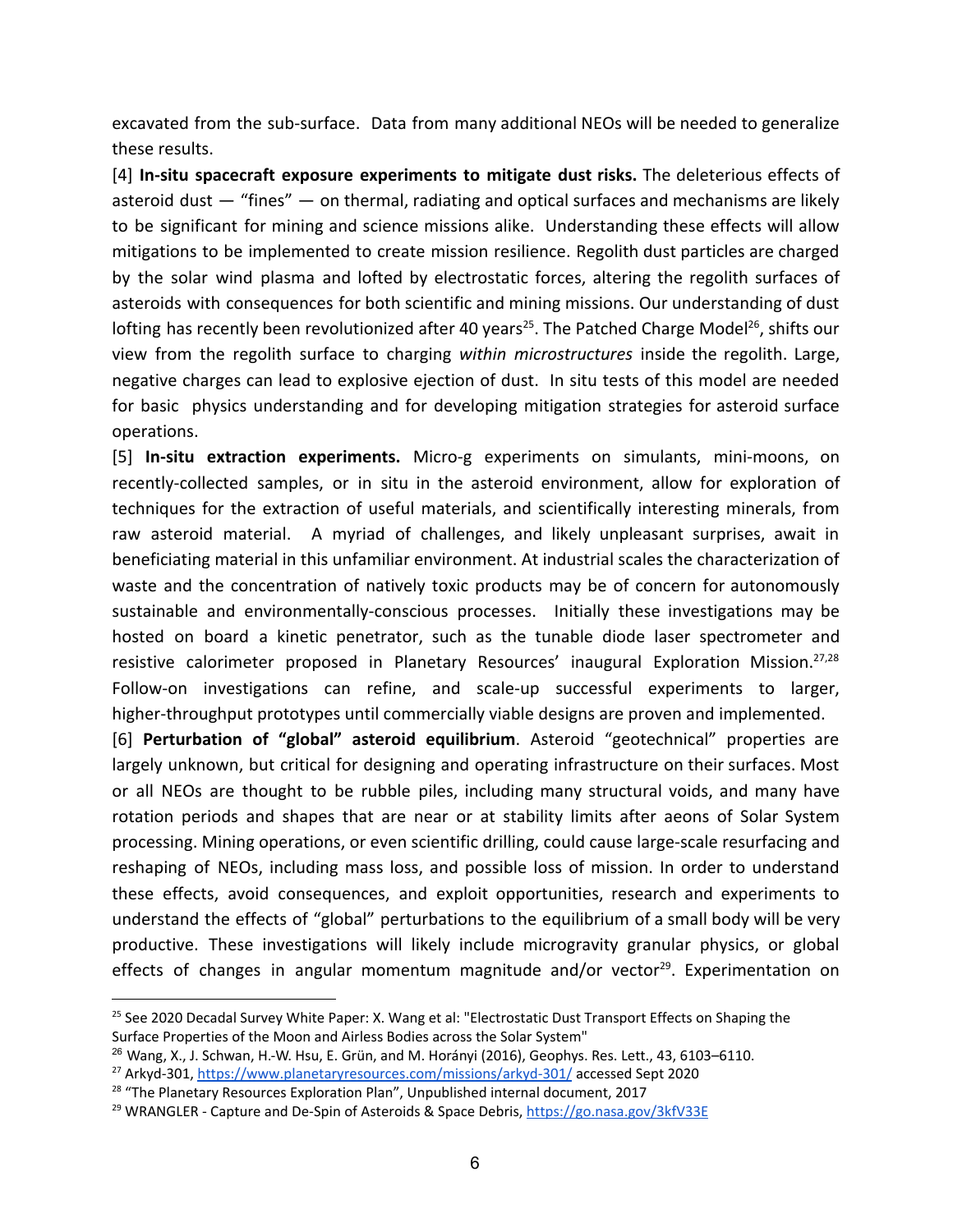excavated from the sub-surface. Data from many additional NEOs will be needed to generalize these results.

[4] **In-situ spacecraft exposure experiments to mitigate dust risks.** The deleterious effects of asteroid dust — "fines" — on thermal, radiating and optical surfaces and mechanisms are likely to be significant for mining and science missions alike. Understanding these effects will allow mitigations to be implemented to create mission resilience. Regolith dust particles are charged by the solar wind plasma and lofted by electrostatic forces, altering the regolith surfaces of asteroids with consequences for both scientific and mining missions. Our understanding of dust lofting has recently been revolutionized after 40 years[25]. The Patched Charge Model[26], shifts our view from the regolith surface to charging *within microstructures* inside the regolith. Large, negative charges can lead to explosive ejection of dust. In situ tests of this model are needed for basic physics understanding and for developing mitigation strategies for asteroid surface operations.

[5] **In-situ extraction experiments.** Micro-g experiments on simulants, mini-moons, on recently-collected samples, or in situ in the asteroid environment, allow for exploration of techniques for the extraction of useful materials, and scientifically interesting minerals, from raw asteroid material. A myriad of challenges, and likely unpleasant surprises, await in beneficiating material in this unfamiliar environment. At industrial scales the characterization of waste and the concentration of natively toxic products may be of concern for autonomously sustainable and environmentally-conscious processes. Initially these investigations may be hosted on board a kinetic penetrator, such as the tunable diode laser spectrometer and resistive calorimeter proposed in Planetary Resources' inaugural Exploration Mission.[27,28] Follow-on investigations can refine, and scale-up successful experiments to larger, higher-throughput prototypes until commercially viable designs are proven and implemented.

[6] **Perturbation of "global" asteroid equilibrium**. Asteroid "geotechnical" properties are largely unknown, but critical for designing and operating infrastructure on their surfaces. Most or all NEOs are thought to be rubble piles, including many structural voids, and many have rotation periods and shapes that are near or at stability limits after aeons of Solar System processing. Mining operations, or even scientific drilling, could cause large-scale resurfacing and reshaping of NEOs, including mass loss, and possible loss of mission. In order to understand these effects, avoid consequences, and exploit opportunities, research and experiments to understand the effects of "global" perturbations to the equilibrium of a small body will be very productive. These investigations will likely include microgravity granular physics, or global effects of changes in angular momentum magnitude and/or vector[29]. Experimentation on

---

[25] See 2020 Decadal Survey White Paper: X. Wang et al: "Electrostatic Dust Transport Effects on Shaping the Surface Properties of the Moon and Airless Bodies across the Solar System"

[26] Wang, X., J. Schwan, H.-W. Hsu, E. Grün, and M. Horányi (2016), Geophys. Res. Lett., 43, 6103–6110.

[27] Arkyd-301, https://www.planetaryresources.com/missions/arkyd-301/ accessed Sept 2020

[28] "The Planetary Resources Exploration Plan", Unpublished internal document, 2017

[29] WRANGLER - Capture and De-Spin of Asteroids & Space Debris, https://go.nasa.gov/3kfV33E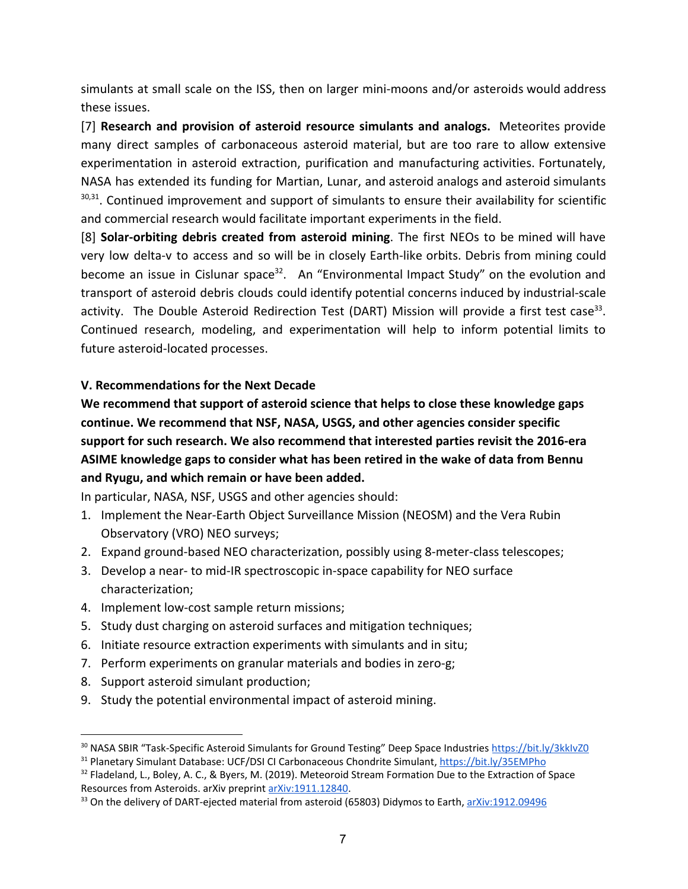simulants at small scale on the ISS, then on larger mini-moons and/or asteroids would address these issues.

[7] **Research and provision of asteroid resource simulants and analogs.** Meteorites provide many direct samples of carbonaceous asteroid material, but are too rare to allow extensive experimentation in asteroid extraction, purification and manufacturing activities. Fortunately, NASA has extended its funding for Martian, Lunar, and asteroid analogs and asteroid simulants [30,31]. Continued improvement and support of simulants to ensure their availability for scientific and commercial research would facilitate important experiments in the field.

[8] **Solar-orbiting debris created from asteroid mining**. The first NEOs to be mined will have very low delta-v to access and so will be in closely Earth-like orbits. Debris from mining could become an issue in Cislunar space[32]. An "Environmental Impact Study" on the evolution and transport of asteroid debris clouds could identify potential concerns induced by industrial-scale activity. The Double Asteroid Redirection Test (DART) Mission will provide a first test case[33]. Continued research, modeling, and experimentation will help to inform potential limits to future asteroid-located processes.

## V. Recommendations for the Next Decade

**We recommend that support of asteroid science that helps to close these knowledge gaps continue. We recommend that NSF, NASA, USGS, and other agencies consider specific support for such research. We also recommend that interested parties revisit the 2016-era ASIME knowledge gaps to consider what has been retired in the wake of data from Bennu and Ryugu, and which remain or have been added.**

In particular, NASA, NSF, USGS and other agencies should:

1. Implement the Near-Earth Object Surveillance Mission (NEOSM) and the Vera Rubin Observatory (VRO) NEO surveys;
2. Expand ground-based NEO characterization, possibly using 8-meter-class telescopes;
3. Develop a near- to mid-IR spectroscopic in-space capability for NEO surface characterization;
4. Implement low-cost sample return missions;
5. Study dust charging on asteroid surfaces and mitigation techniques;
6. Initiate resource extraction experiments with simulants and in situ;
7. Perform experiments on granular materials and bodies in zero-g;
8. Support asteroid simulant production;
9. Study the potential environmental impact of asteroid mining.

---

[30] NASA SBIR "Task-Specific Asteroid Simulants for Ground Testing" Deep Space Industries https://bit.ly/3kkIvZ0

[31] Planetary Simulant Database: UCF/DSI CI Carbonaceous Chondrite Simulant, https://bit.ly/35EMPho

[32] Fladeland, L., Boley, A. C., & Byers, M. (2019). Meteoroid Stream Formation Due to the Extraction of Space Resources from Asteroids. arXiv preprint arXiv:1911.12840.

[33] On the delivery of DART-ejected material from asteroid (65803) Didymos to Earth, arXiv:1912.09496